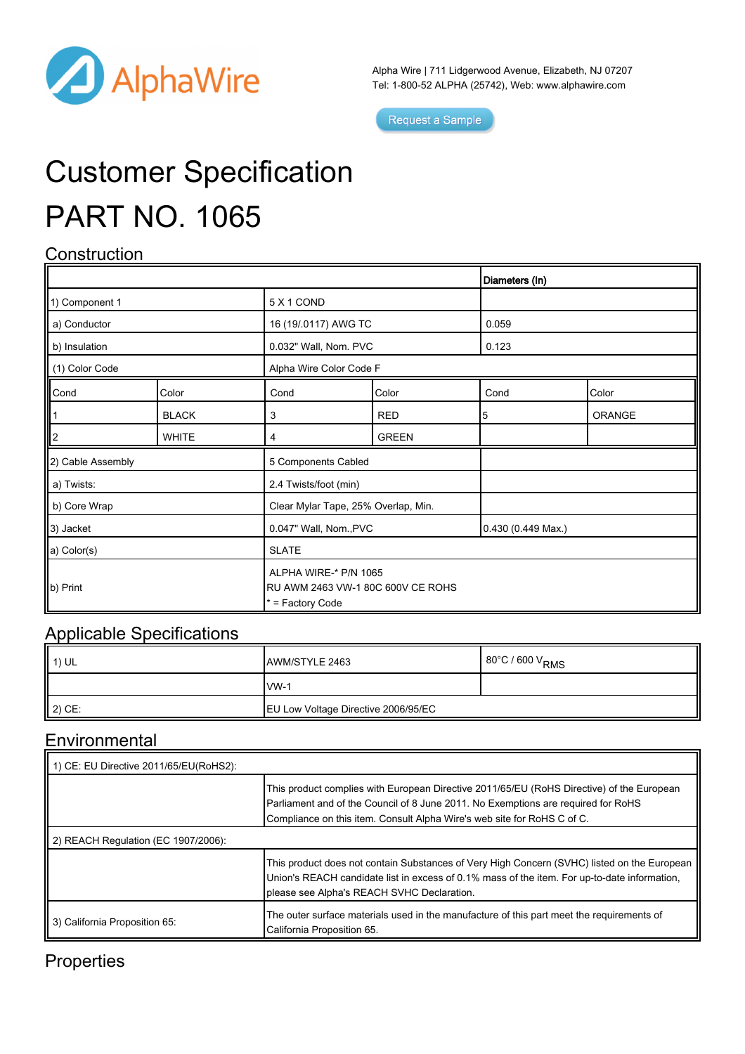AlphaWire

Alpha Wire | 711 Lidgerwood Avenue, Elizabeth, NJ 07207
Tel: 1-800-52 ALPHA (25742), Web: www.alphawire.com

Request a Sample

# Customer Specification

# PART NO. 1065

## Construction

| | | | | **Diameters (In)** | |
|---|---|---|---|---|---|
| 1) Component 1 | | 5 X 1 COND | | | |
| a) Conductor | | 16 (19/.0117) AWG TC | | 0.059 | |
| b) Insulation | | 0.032" Wall, Nom. PVC | | 0.123 | |
| (1) Color Code | | Alpha Wire Color Code F | | | |
| Cond | Color | Cond | Color | Cond | Color |
| 1 | BLACK | 3 | RED | 5 | ORANGE |
| 2 | WHITE | 4 | GREEN | | |
| 2) Cable Assembly | | 5 Components Cabled | | | |
| a) Twists: | | 2.4 Twists/foot (min) | | | |
| b) Core Wrap | | Clear Mylar Tape, 25% Overlap, Min. | | | |
| 3) Jacket | | 0.047" Wall, Nom.,PVC | | 0.430 (0.449 Max.) | |
| a) Color(s) | | SLATE | | | |
| b) Print | | ALPHA WIRE-* P/N 1065 RU AWM 2463 VW-1 80C 600V CE ROHS * = Factory Code | | | |

## Applicable Specifications

| | | |
|---|---|---|
| 1) UL | AWM/STYLE 2463 | 80°C / 600 $V_{RMS}$ |
| | VW-1 | |
| 2) CE: | EU Low Voltage Directive 2006/95/EC | |

## Environmental

| | |
|---|---|
| 1) CE: EU Directive 2011/65/EU(RoHS2): | |
| | This product complies with European Directive 2011/65/EU (RoHS Directive) of the European Parliament and of the Council of 8 June 2011. No Exemptions are required for RoHS Compliance on this item. Consult Alpha Wire's web site for RoHS C of C. |
| 2) REACH Regulation (EC 1907/2006): | |
| | This product does not contain Substances of Very High Concern (SVHC) listed on the European Union's REACH candidate list in excess of 0.1% mass of the item. For up-to-date information, please see Alpha's REACH SVHC Declaration. |
| 3) California Proposition 65: | The outer surface materials used in the manufacture of this part meet the requirements of California Proposition 65. |

## Properties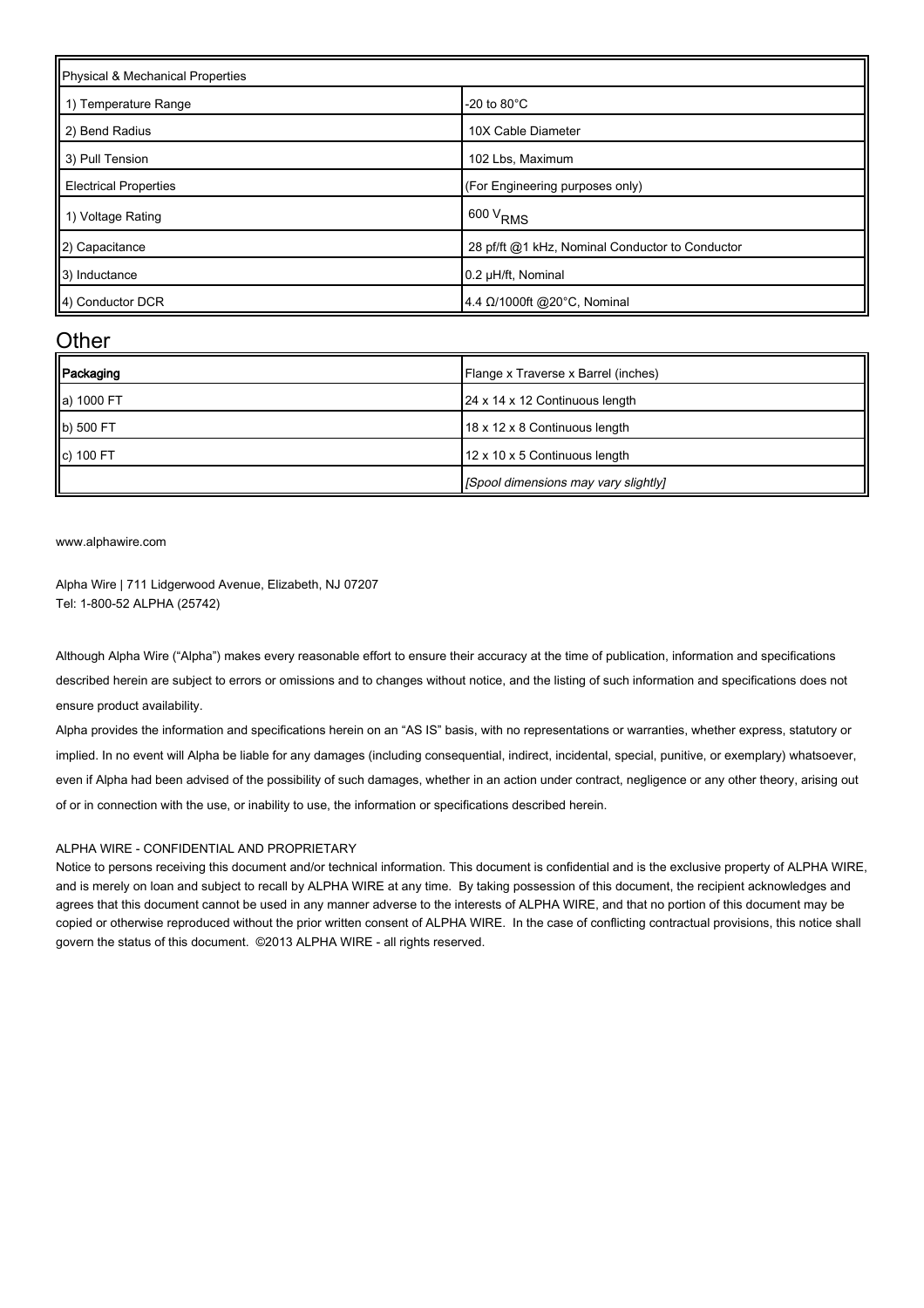| Physical & Mechanical Properties | |
|---|---|
| 1) Temperature Range | -20 to 80°C |
| 2) Bend Radius | 10X Cable Diameter |
| 3) Pull Tension | 102 Lbs, Maximum |
| Electrical Properties | (For Engineering purposes only) |
| 1) Voltage Rating | 600 $V_{RMS}$ |
| 2) Capacitance | 28 pf/ft @1 kHz, Nominal Conductor to Conductor |
| 3) Inductance | 0.2 µH/ft, Nominal |
| 4) Conductor DCR | 4.4 Ω/1000ft @20°C, Nominal |

## Other

| Packaging | Flange x Traverse x Barrel (inches) |
|---|---|
| a) 1000 FT | 24 x 14 x 12 Continuous length |
| b) 500 FT | 18 x 12 x 8 Continuous length |
| c) 100 FT | 12 x 10 x 5 Continuous length |
| | *[Spool dimensions may vary slightly]* |

www.alphawire.com

Alpha Wire | 711 Lidgerwood Avenue, Elizabeth, NJ 07207
Tel: 1-800-52 ALPHA (25742)

Although Alpha Wire ("Alpha") makes every reasonable effort to ensure their accuracy at the time of publication, information and specifications described herein are subject to errors or omissions and to changes without notice, and the listing of such information and specifications does not ensure product availability.

Alpha provides the information and specifications herein on an "AS IS" basis, with no representations or warranties, whether express, statutory or implied. In no event will Alpha be liable for any damages (including consequential, indirect, incidental, special, punitive, or exemplary) whatsoever, even if Alpha had been advised of the possibility of such damages, whether in an action under contract, negligence or any other theory, arising out of or in connection with the use, or inability to use, the information or specifications described herein.

ALPHA WIRE - CONFIDENTIAL AND PROPRIETARY

Notice to persons receiving this document and/or technical information. This document is confidential and is the exclusive property of ALPHA WIRE, and is merely on loan and subject to recall by ALPHA WIRE at any time. By taking possession of this document, the recipient acknowledges and agrees that this document cannot be used in any manner adverse to the interests of ALPHA WIRE, and that no portion of this document may be copied or otherwise reproduced without the prior written consent of ALPHA WIRE. In the case of conflicting contractual provisions, this notice shall govern the status of this document. ©2013 ALPHA WIRE - all rights reserved.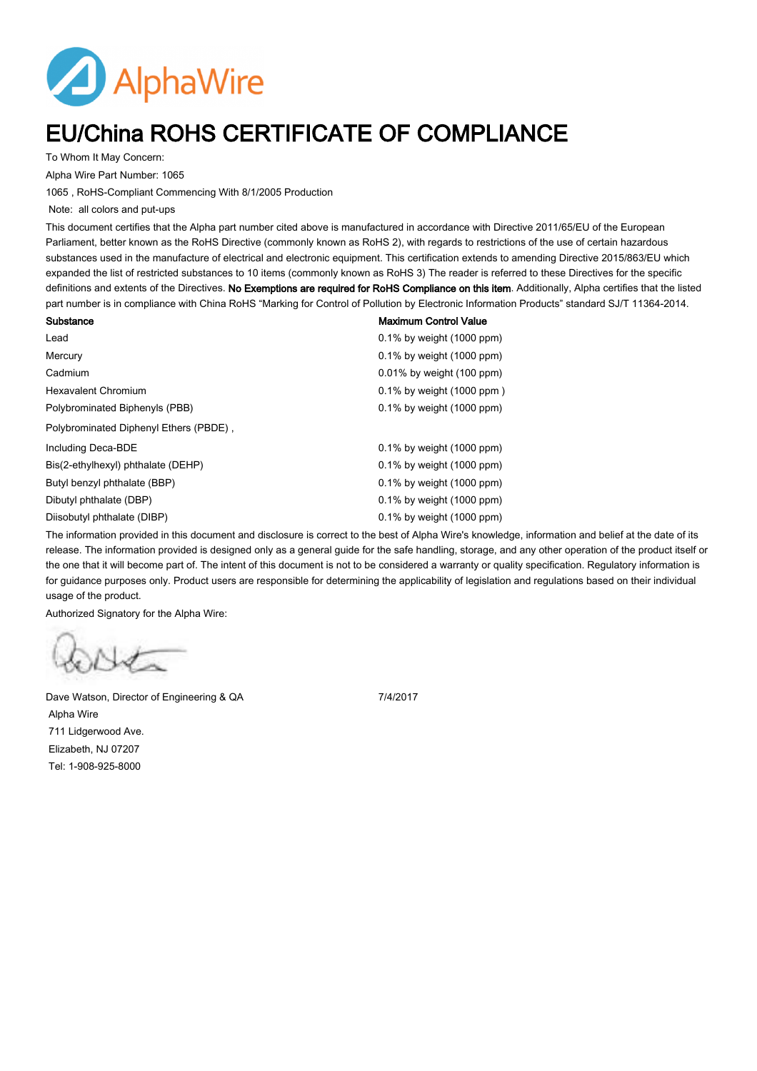AlphaWire

# EU/China ROHS CERTIFICATE OF COMPLIANCE

To Whom It May Concern:

Alpha Wire Part Number: 1065

1065 , RoHS-Compliant Commencing With 8/1/2005 Production

Note: all colors and put-ups

This document certifies that the Alpha part number cited above is manufactured in accordance with Directive 2011/65/EU of the European Parliament, better known as the RoHS Directive (commonly known as RoHS 2), with regards to restrictions of the use of certain hazardous substances used in the manufacture of electrical and electronic equipment. This certification extends to amending Directive 2015/863/EU which expanded the list of restricted substances to 10 items (commonly known as RoHS 3) The reader is referred to these Directives for the specific definitions and extents of the Directives. **No Exemptions are required for RoHS Compliance on this item**. Additionally, Alpha certifies that the listed part number is in compliance with China RoHS "Marking for Control of Pollution by Electronic Information Products" standard SJ/T 11364-2014.

| Substance | Maximum Control Value |
|---|---|
| Lead | 0.1% by weight (1000 ppm) |
| Mercury | 0.1% by weight (1000 ppm) |
| Cadmium | 0.01% by weight (100 ppm) |
| Hexavalent Chromium | 0.1% by weight (1000 ppm ) |
| Polybrominated Biphenyls (PBB) | 0.1% by weight (1000 ppm) |
| Polybrominated Diphenyl Ethers (PBDE) , | |
| Including Deca-BDE | 0.1% by weight (1000 ppm) |
| Bis(2-ethylhexyl) phthalate (DEHP) | 0.1% by weight (1000 ppm) |
| Butyl benzyl phthalate (BBP) | 0.1% by weight (1000 ppm) |
| Dibutyl phthalate (DBP) | 0.1% by weight (1000 ppm) |
| Diisobutyl phthalate (DIBP) | 0.1% by weight (1000 ppm) |

The information provided in this document and disclosure is correct to the best of Alpha Wire's knowledge, information and belief at the date of its release. The information provided is designed only as a general guide for the safe handling, storage, and any other operation of the product itself or the one that it will become part of. The intent of this document is not to be considered a warranty or quality specification. Regulatory information is for guidance purposes only. Product users are responsible for determining the applicability of legislation and regulations based on their individual usage of the product.

Authorized Signatory for the Alpha Wire:

Dave Watson, Director of Engineering & QA 7/4/2017

Alpha Wire

711 Lidgerwood Ave.

Elizabeth, NJ 07207

Tel: 1-908-925-8000